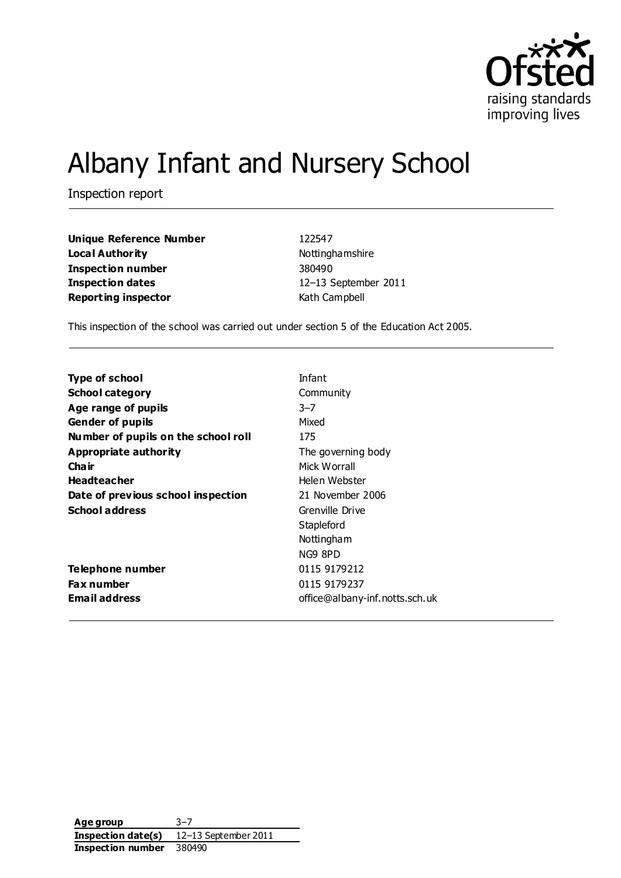# Albany Infant and Nursery School

Inspection report

| | |
|---|---|
| **Unique Reference Number** | 122547 |
| **Local Authority** | Nottinghamshire |
| **Inspection number** | 380490 |
| **Inspection dates** | 12–13 September 2011 |
| **Reporting inspector** | Kath Campbell |

This inspection of the school was carried out under section 5 of the Education Act 2005.

| | |
|---|---|
| **Type of school** | Infant |
| **School category** | Community |
| **Age range of pupils** | 3–7 |
| **Gender of pupils** | Mixed |
| **Number of pupils on the school roll** | 175 |
| **Appropriate authority** | The governing body |
| **Chair** | Mick Worrall |
| **Headteacher** | Helen Webster |
| **Date of previous school inspection** | 21 November 2006 |
| **School address** | Grenville Drive<br>Stapleford<br>Nottingham<br>NG9 8PD |
| **Telephone number** | 0115 9179212 |
| **Fax number** | 0115 9179237 |
| **Email address** | office@albany-inf.notts.sch.uk |

| | |
|---|---|
| **Age group** | 3–7 |
| **Inspection date(s)** | 12–13 September 2011 |
| **Inspection number** | 380490 |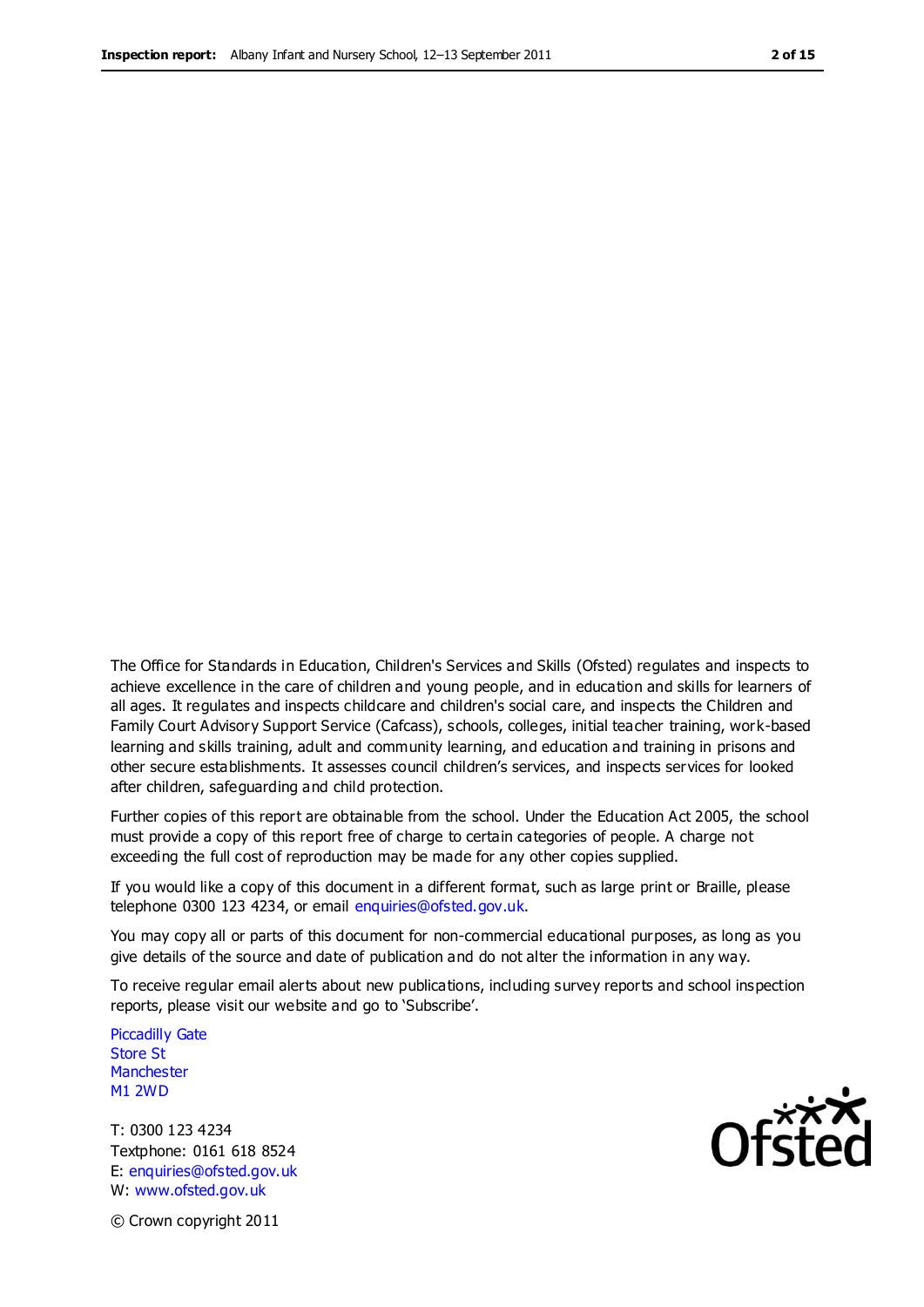The Office for Standards in Education, Children's Services and Skills (Ofsted) regulates and inspects to achieve excellence in the care of children and young people, and in education and skills for learners of all ages. It regulates and inspects childcare and children's social care, and inspects the Children and Family Court Advisory Support Service (Cafcass), schools, colleges, initial teacher training, work-based learning and skills training, adult and community learning, and education and training in prisons and other secure establishments. It assesses council children's services, and inspects services for looked after children, safeguarding and child protection.

Further copies of this report are obtainable from the school. Under the Education Act 2005, the school must provide a copy of this report free of charge to certain categories of people. A charge not exceeding the full cost of reproduction may be made for any other copies supplied.

If you would like a copy of this document in a different format, such as large print or Braille, please telephone 0300 123 4234, or email enquiries@ofsted.gov.uk.

You may copy all or parts of this document for non-commercial educational purposes, as long as you give details of the source and date of publication and do not alter the information in any way.

To receive regular email alerts about new publications, including survey reports and school inspection reports, please visit our website and go to 'Subscribe'.

Piccadilly Gate
Store St
Manchester
M1 2WD

T: 0300 123 4234
Textphone: 0161 618 8524
E: enquiries@ofsted.gov.uk
W: www.ofsted.gov.uk

© Crown copyright 2011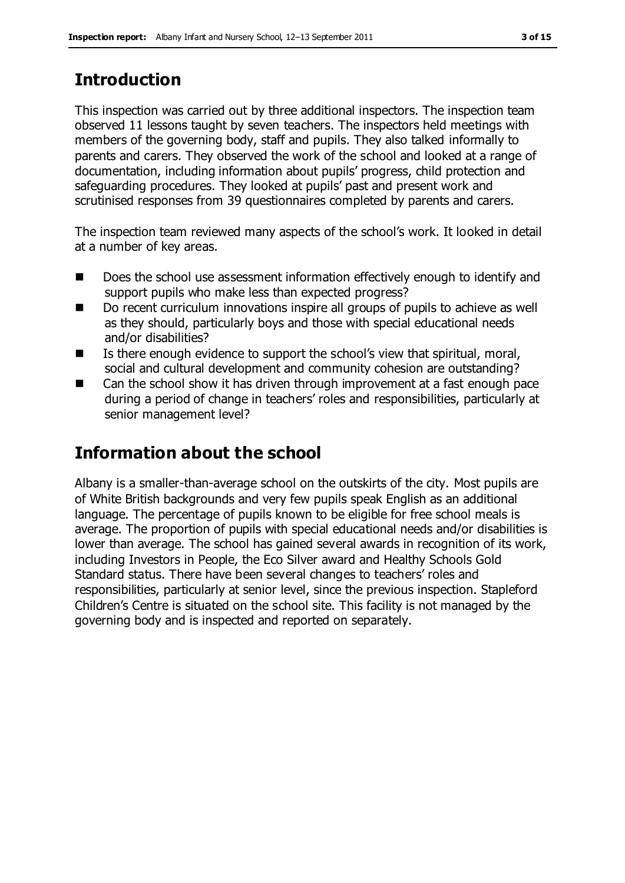## Introduction

This inspection was carried out by three additional inspectors. The inspection team observed 11 lessons taught by seven teachers. The inspectors held meetings with members of the governing body, staff and pupils. They also talked informally to parents and carers. They observed the work of the school and looked at a range of documentation, including information about pupils' progress, child protection and safeguarding procedures. They looked at pupils' past and present work and scrutinised responses from 39 questionnaires completed by parents and carers.

The inspection team reviewed many aspects of the school's work. It looked in detail at a number of key areas.

- Does the school use assessment information effectively enough to identify and support pupils who make less than expected progress?
- Do recent curriculum innovations inspire all groups of pupils to achieve as well as they should, particularly boys and those with special educational needs and/or disabilities?
- Is there enough evidence to support the school's view that spiritual, moral, social and cultural development and community cohesion are outstanding?
- Can the school show it has driven through improvement at a fast enough pace during a period of change in teachers' roles and responsibilities, particularly at senior management level?

## Information about the school

Albany is a smaller-than-average school on the outskirts of the city. Most pupils are of White British backgrounds and very few pupils speak English as an additional language. The percentage of pupils known to be eligible for free school meals is average. The proportion of pupils with special educational needs and/or disabilities is lower than average. The school has gained several awards in recognition of its work, including Investors in People, the Eco Silver award and Healthy Schools Gold Standard status. There have been several changes to teachers' roles and responsibilities, particularly at senior level, since the previous inspection. Stapleford Children's Centre is situated on the school site. This facility is not managed by the governing body and is inspected and reported on separately.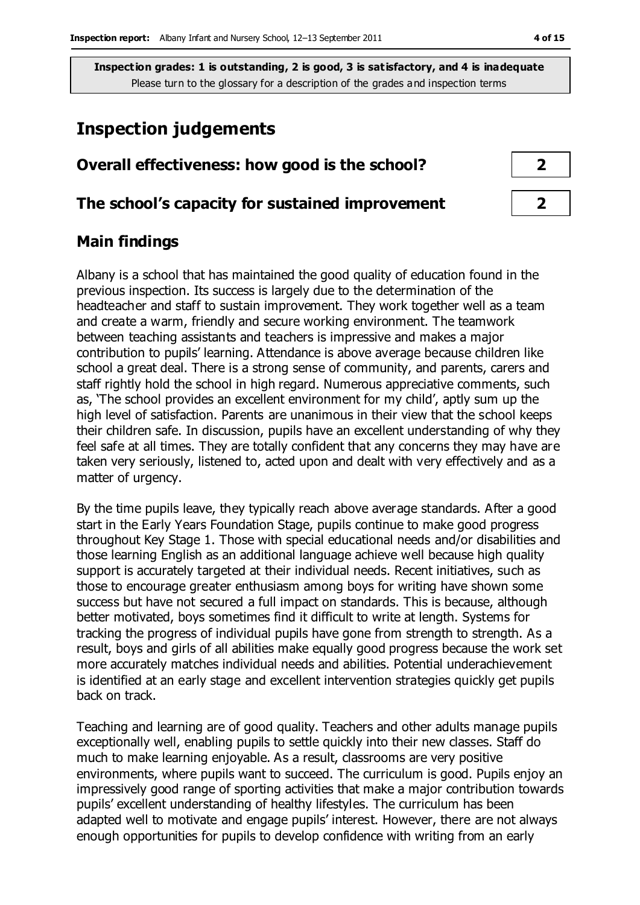**Inspection grades: 1 is outstanding, 2 is good, 3 is satisfactory, and 4 is inadequate**
Please turn to the glossary for a description of the grades and inspection terms

# Inspection judgements

| | |
|---|---|
| **Overall effectiveness: how good is the school?** | **2** |
| **The school's capacity for sustained improvement** | **2** |

## Main findings

Albany is a school that has maintained the good quality of education found in the previous inspection. Its success is largely due to the determination of the headteacher and staff to sustain improvement. They work together well as a team and create a warm, friendly and secure working environment. The teamwork between teaching assistants and teachers is impressive and makes a major contribution to pupils' learning. Attendance is above average because children like school a great deal. There is a strong sense of community, and parents, carers and staff rightly hold the school in high regard. Numerous appreciative comments, such as, 'The school provides an excellent environment for my child', aptly sum up the high level of satisfaction. Parents are unanimous in their view that the school keeps their children safe. In discussion, pupils have an excellent understanding of why they feel safe at all times. They are totally confident that any concerns they may have are taken very seriously, listened to, acted upon and dealt with very effectively and as a matter of urgency.

By the time pupils leave, they typically reach above average standards. After a good start in the Early Years Foundation Stage, pupils continue to make good progress throughout Key Stage 1. Those with special educational needs and/or disabilities and those learning English as an additional language achieve well because high quality support is accurately targeted at their individual needs. Recent initiatives, such as those to encourage greater enthusiasm among boys for writing have shown some success but have not secured a full impact on standards. This is because, although better motivated, boys sometimes find it difficult to write at length. Systems for tracking the progress of individual pupils have gone from strength to strength. As a result, boys and girls of all abilities make equally good progress because the work set more accurately matches individual needs and abilities. Potential underachievement is identified at an early stage and excellent intervention strategies quickly get pupils back on track.

Teaching and learning are of good quality. Teachers and other adults manage pupils exceptionally well, enabling pupils to settle quickly into their new classes. Staff do much to make learning enjoyable. As a result, classrooms are very positive environments, where pupils want to succeed. The curriculum is good. Pupils enjoy an impressively good range of sporting activities that make a major contribution towards pupils' excellent understanding of healthy lifestyles. The curriculum has been adapted well to motivate and engage pupils' interest. However, there are not always enough opportunities for pupils to develop confidence with writing from an early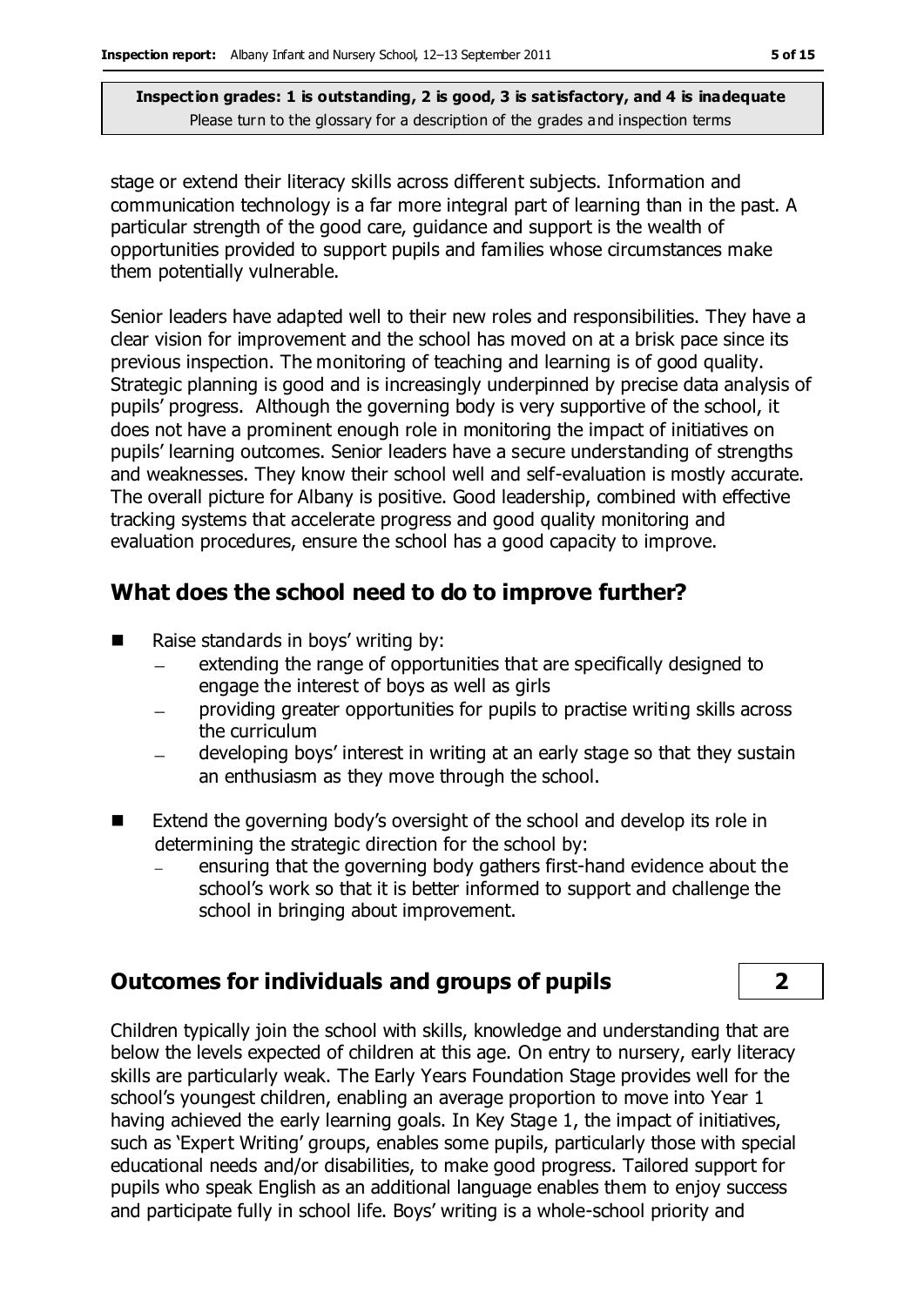stage or extend their literacy skills across different subjects. Information and communication technology is a far more integral part of learning than in the past. A particular strength of the good care, guidance and support is the wealth of opportunities provided to support pupils and families whose circumstances make them potentially vulnerable.

Senior leaders have adapted well to their new roles and responsibilities. They have a clear vision for improvement and the school has moved on at a brisk pace since its previous inspection. The monitoring of teaching and learning is of good quality. Strategic planning is good and is increasingly underpinned by precise data analysis of pupils' progress. Although the governing body is very supportive of the school, it does not have a prominent enough role in monitoring the impact of initiatives on pupils' learning outcomes. Senior leaders have a secure understanding of strengths and weaknesses. They know their school well and self-evaluation is mostly accurate. The overall picture for Albany is positive. Good leadership, combined with effective tracking systems that accelerate progress and good quality monitoring and evaluation procedures, ensure the school has a good capacity to improve.

## What does the school need to do to improve further?

- Raise standards in boys' writing by:
  - extending the range of opportunities that are specifically designed to engage the interest of boys as well as girls
  - providing greater opportunities for pupils to practise writing skills across the curriculum
  - developing boys' interest in writing at an early stage so that they sustain an enthusiasm as they move through the school.
- Extend the governing body's oversight of the school and develop its role in determining the strategic direction for the school by:
  - ensuring that the governing body gathers first-hand evidence about the school's work so that it is better informed to support and challenge the school in bringing about improvement.

## Outcomes for individuals and groups of pupils — 2

Children typically join the school with skills, knowledge and understanding that are below the levels expected of children at this age. On entry to nursery, early literacy skills are particularly weak. The Early Years Foundation Stage provides well for the school's youngest children, enabling an average proportion to move into Year 1 having achieved the early learning goals. In Key Stage 1, the impact of initiatives, such as 'Expert Writing' groups, enables some pupils, particularly those with special educational needs and/or disabilities, to make good progress. Tailored support for pupils who speak English as an additional language enables them to enjoy success and participate fully in school life. Boys' writing is a whole-school priority and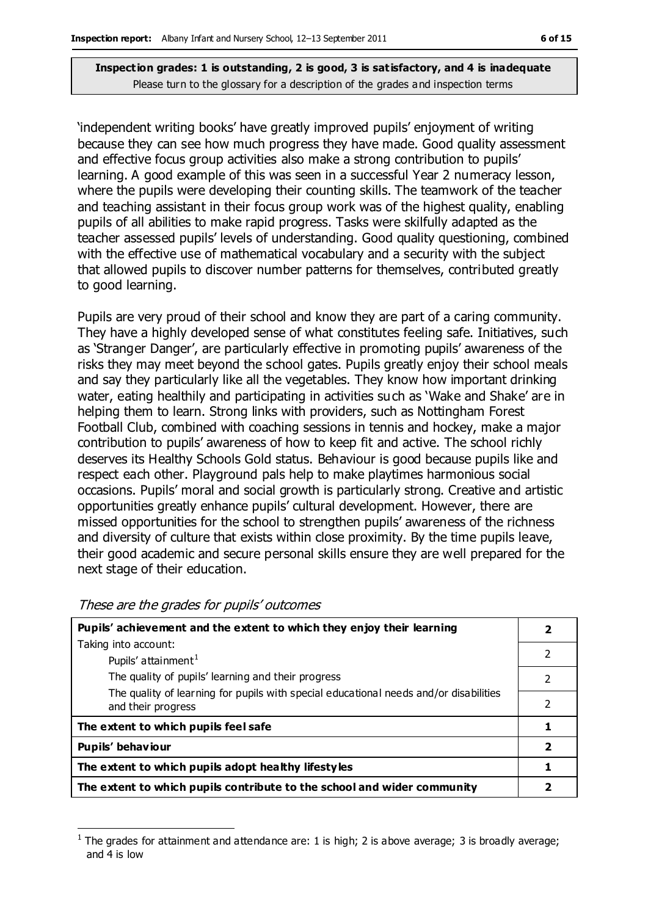**Inspection grades: 1 is outstanding, 2 is good, 3 is satisfactory, and 4 is inadequate**
Please turn to the glossary for a description of the grades and inspection terms

'independent writing books' have greatly improved pupils' enjoyment of writing because they can see how much progress they have made. Good quality assessment and effective focus group activities also make a strong contribution to pupils' learning. A good example of this was seen in a successful Year 2 numeracy lesson, where the pupils were developing their counting skills. The teamwork of the teacher and teaching assistant in their focus group work was of the highest quality, enabling pupils of all abilities to make rapid progress. Tasks were skilfully adapted as the teacher assessed pupils' levels of understanding. Good quality questioning, combined with the effective use of mathematical vocabulary and a security with the subject that allowed pupils to discover number patterns for themselves, contributed greatly to good learning.

Pupils are very proud of their school and know they are part of a caring community. They have a highly developed sense of what constitutes feeling safe. Initiatives, such as 'Stranger Danger', are particularly effective in promoting pupils' awareness of the risks they may meet beyond the school gates. Pupils greatly enjoy their school meals and say they particularly like all the vegetables. They know how important drinking water, eating healthily and participating in activities such as 'Wake and Shake' are in helping them to learn. Strong links with providers, such as Nottingham Forest Football Club, combined with coaching sessions in tennis and hockey, make a major contribution to pupils' awareness of how to keep fit and active. The school richly deserves its Healthy Schools Gold status. Behaviour is good because pupils like and respect each other. Playground pals help to make playtimes harmonious social occasions. Pupils' moral and social growth is particularly strong. Creative and artistic opportunities greatly enhance pupils' cultural development. However, there are missed opportunities for the school to strengthen pupils' awareness of the richness and diversity of culture that exists within close proximity. By the time pupils leave, their good academic and secure personal skills ensure they are well prepared for the next stage of their education.

*These are the grades for pupils' outcomes*

| | |
|---|---|
| **Pupils' achievement and the extent to which they enjoy their learning** | **2** |
| Taking into account: Pupils' attainment[1] | 2 |
| The quality of pupils' learning and their progress | 2 |
| The quality of learning for pupils with special educational needs and/or disabilities and their progress | 2 |
| **The extent to which pupils feel safe** | **1** |
| **Pupils' behaviour** | **2** |
| **The extent to which pupils adopt healthy lifestyles** | **1** |
| **The extent to which pupils contribute to the school and wider community** | **2** |

[1] The grades for attainment and attendance are: 1 is high; 2 is above average; 3 is broadly average; and 4 is low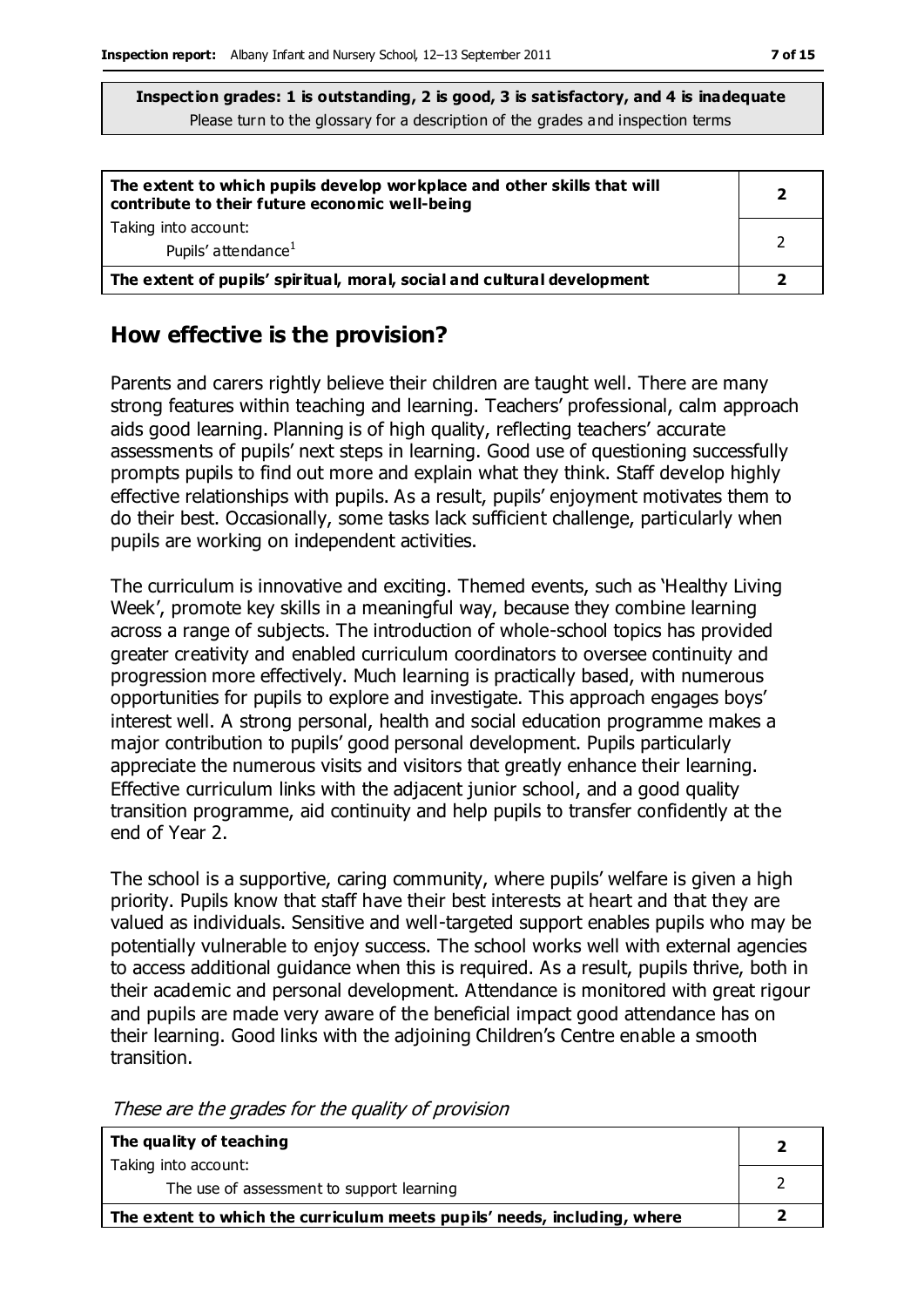**Inspection grades: 1 is outstanding, 2 is good, 3 is satisfactory, and 4 is inadequate**
Please turn to the glossary for a description of the grades and inspection terms

| | |
|---|---|
| **The extent to which pupils develop workplace and other skills that will contribute to their future economic well-being** | **2** |
| Taking into account:<br>Pupils' attendance[1] | 2 |
| **The extent of pupils' spiritual, moral, social and cultural development** | **2** |

## How effective is the provision?

Parents and carers rightly believe their children are taught well. There are many strong features within teaching and learning. Teachers' professional, calm approach aids good learning. Planning is of high quality, reflecting teachers' accurate assessments of pupils' next steps in learning. Good use of questioning successfully prompts pupils to find out more and explain what they think. Staff develop highly effective relationships with pupils. As a result, pupils' enjoyment motivates them to do their best. Occasionally, some tasks lack sufficient challenge, particularly when pupils are working on independent activities.

The curriculum is innovative and exciting. Themed events, such as 'Healthy Living Week', promote key skills in a meaningful way, because they combine learning across a range of subjects. The introduction of whole-school topics has provided greater creativity and enabled curriculum coordinators to oversee continuity and progression more effectively. Much learning is practically based, with numerous opportunities for pupils to explore and investigate. This approach engages boys' interest well. A strong personal, health and social education programme makes a major contribution to pupils' good personal development. Pupils particularly appreciate the numerous visits and visitors that greatly enhance their learning. Effective curriculum links with the adjacent junior school, and a good quality transition programme, aid continuity and help pupils to transfer confidently at the end of Year 2.

The school is a supportive, caring community, where pupils' welfare is given a high priority. Pupils know that staff have their best interests at heart and that they are valued as individuals. Sensitive and well-targeted support enables pupils who may be potentially vulnerable to enjoy success. The school works well with external agencies to access additional guidance when this is required. As a result, pupils thrive, both in their academic and personal development. Attendance is monitored with great rigour and pupils are made very aware of the beneficial impact good attendance has on their learning. Good links with the adjoining Children's Centre enable a smooth transition.

*These are the grades for the quality of provision*

| | |
|---|---|
| **The quality of teaching** | **2** |
| Taking into account:<br>The use of assessment to support learning | 2 |
| **The extent to which the curriculum meets pupils' needs, including, where** | **2** |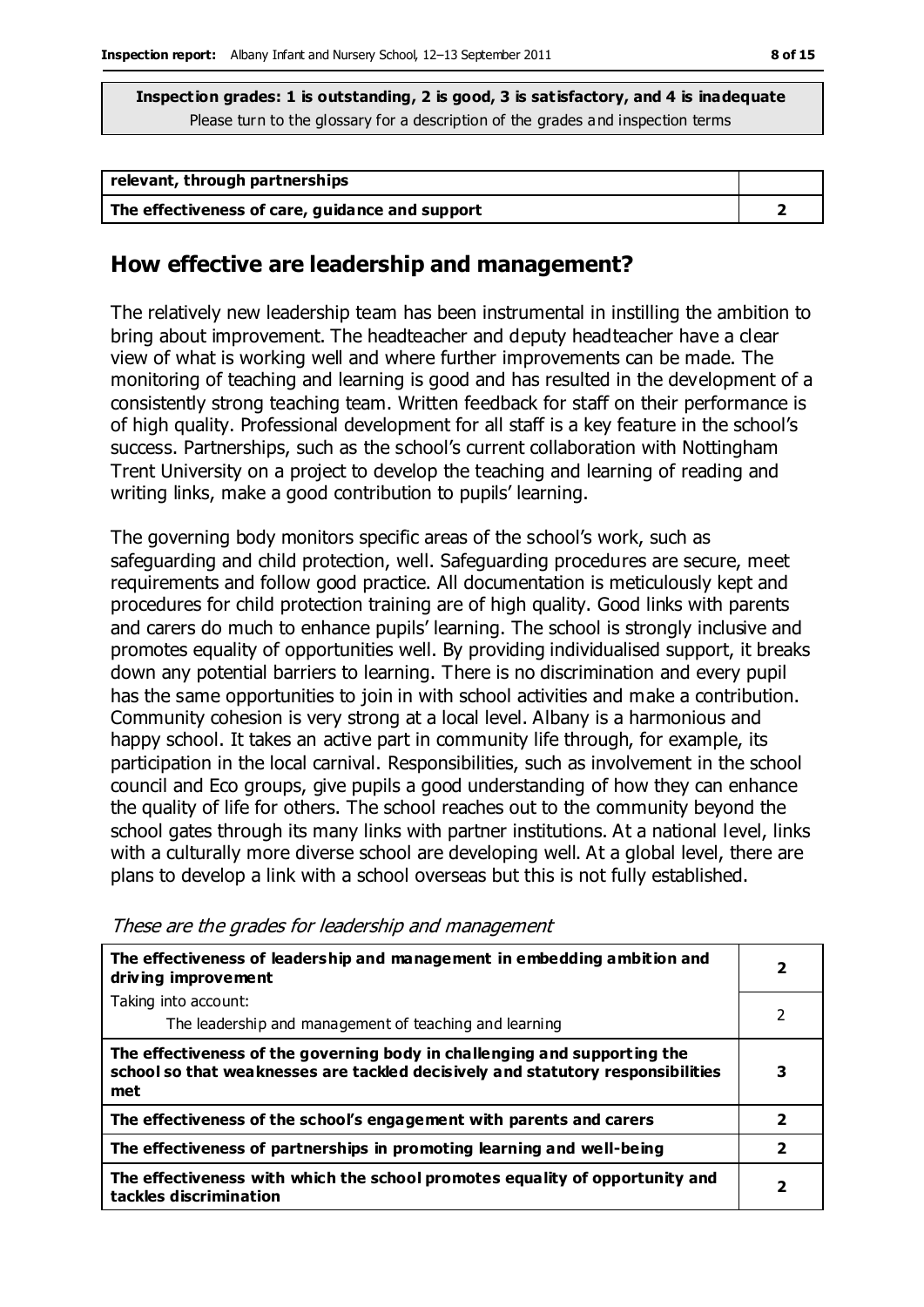**Inspection grades: 1 is outstanding, 2 is good, 3 is satisfactory, and 4 is inadequate**
Please turn to the glossary for a description of the grades and inspection terms

| | |
|---|---|
| **relevant, through partnerships** | |
| **The effectiveness of care, guidance and support** | **2** |

## How effective are leadership and management?

The relatively new leadership team has been instrumental in instilling the ambition to bring about improvement. The headteacher and deputy headteacher have a clear view of what is working well and where further improvements can be made. The monitoring of teaching and learning is good and has resulted in the development of a consistently strong teaching team. Written feedback for staff on their performance is of high quality. Professional development for all staff is a key feature in the school's success. Partnerships, such as the school's current collaboration with Nottingham Trent University on a project to develop the teaching and learning of reading and writing links, make a good contribution to pupils' learning.

The governing body monitors specific areas of the school's work, such as safeguarding and child protection, well. Safeguarding procedures are secure, meet requirements and follow good practice. All documentation is meticulously kept and procedures for child protection training are of high quality. Good links with parents and carers do much to enhance pupils' learning. The school is strongly inclusive and promotes equality of opportunities well. By providing individualised support, it breaks down any potential barriers to learning. There is no discrimination and every pupil has the same opportunities to join in with school activities and make a contribution. Community cohesion is very strong at a local level. Albany is a harmonious and happy school. It takes an active part in community life through, for example, its participation in the local carnival. Responsibilities, such as involvement in the school council and Eco groups, give pupils a good understanding of how they can enhance the quality of life for others. The school reaches out to the community beyond the school gates through its many links with partner institutions. At a national level, links with a culturally more diverse school are developing well. At a global level, there are plans to develop a link with a school overseas but this is not fully established.

*These are the grades for leadership and management*

| | |
|---|---|
| **The effectiveness of leadership and management in embedding ambition and driving improvement** | **2** |
| Taking into account: The leadership and management of teaching and learning | 2 |
| **The effectiveness of the governing body in challenging and supporting the school so that weaknesses are tackled decisively and statutory responsibilities met** | **3** |
| **The effectiveness of the school's engagement with parents and carers** | **2** |
| **The effectiveness of partnerships in promoting learning and well-being** | **2** |
| **The effectiveness with which the school promotes equality of opportunity and tackles discrimination** | **2** |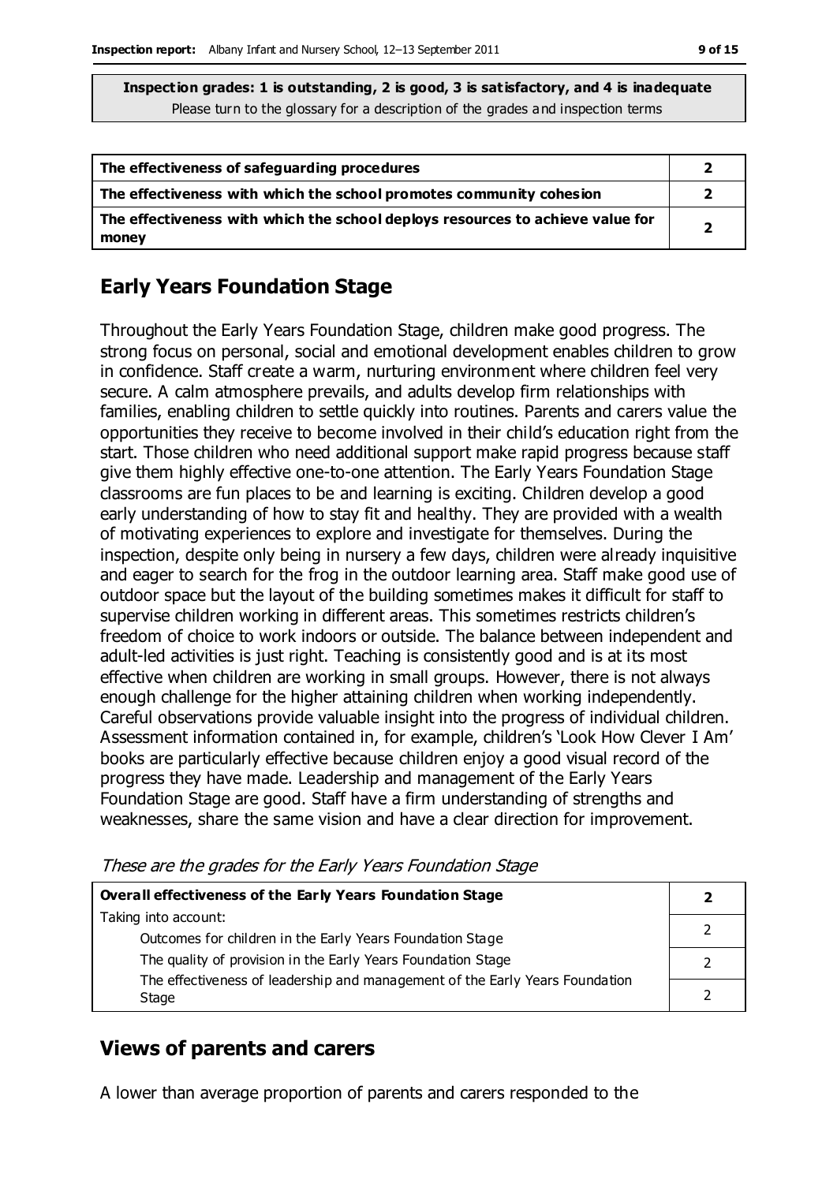**Inspection grades: 1 is outstanding, 2 is good, 3 is satisfactory, and 4 is inadequate**
Please turn to the glossary for a description of the grades and inspection terms

| | |
|---|---|
| **The effectiveness of safeguarding procedures** | **2** |
| **The effectiveness with which the school promotes community cohesion** | **2** |
| **The effectiveness with which the school deploys resources to achieve value for money** | **2** |

## Early Years Foundation Stage

Throughout the Early Years Foundation Stage, children make good progress. The strong focus on personal, social and emotional development enables children to grow in confidence. Staff create a warm, nurturing environment where children feel very secure. A calm atmosphere prevails, and adults develop firm relationships with families, enabling children to settle quickly into routines. Parents and carers value the opportunities they receive to become involved in their child's education right from the start. Those children who need additional support make rapid progress because staff give them highly effective one-to-one attention. The Early Years Foundation Stage classrooms are fun places to be and learning is exciting. Children develop a good early understanding of how to stay fit and healthy. They are provided with a wealth of motivating experiences to explore and investigate for themselves. During the inspection, despite only being in nursery a few days, children were already inquisitive and eager to search for the frog in the outdoor learning area. Staff make good use of outdoor space but the layout of the building sometimes makes it difficult for staff to supervise children working in different areas. This sometimes restricts children's freedom of choice to work indoors or outside. The balance between independent and adult-led activities is just right. Teaching is consistently good and is at its most effective when children are working in small groups. However, there is not always enough challenge for the higher attaining children when working independently. Careful observations provide valuable insight into the progress of individual children. Assessment information contained in, for example, children's 'Look How Clever I Am' books are particularly effective because children enjoy a good visual record of the progress they have made. Leadership and management of the Early Years Foundation Stage are good. Staff have a firm understanding of strengths and weaknesses, share the same vision and have a clear direction for improvement.

*These are the grades for the Early Years Foundation Stage*

| | |
|---|---|
| **Overall effectiveness of the Early Years Foundation Stage** | **2** |
| Taking into account: Outcomes for children in the Early Years Foundation Stage | 2 |
| The quality of provision in the Early Years Foundation Stage | 2 |
| The effectiveness of leadership and management of the Early Years Foundation Stage | 2 |

## Views of parents and carers

A lower than average proportion of parents and carers responded to the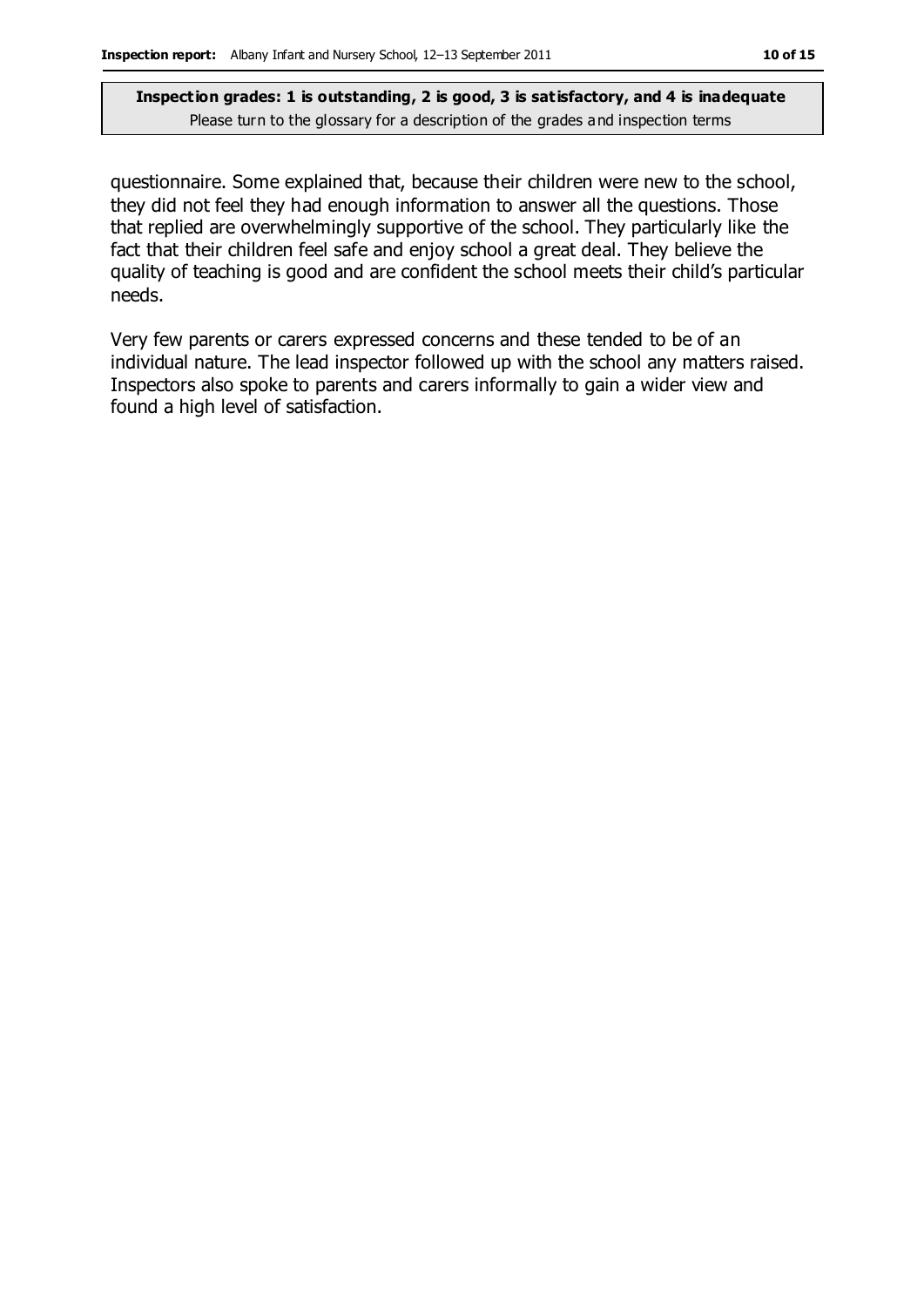questionnaire. Some explained that, because their children were new to the school, they did not feel they had enough information to answer all the questions. Those that replied are overwhelmingly supportive of the school. They particularly like the fact that their children feel safe and enjoy school a great deal. They believe the quality of teaching is good and are confident the school meets their child's particular needs.

Very few parents or carers expressed concerns and these tended to be of an individual nature. The lead inspector followed up with the school any matters raised. Inspectors also spoke to parents and carers informally to gain a wider view and found a high level of satisfaction.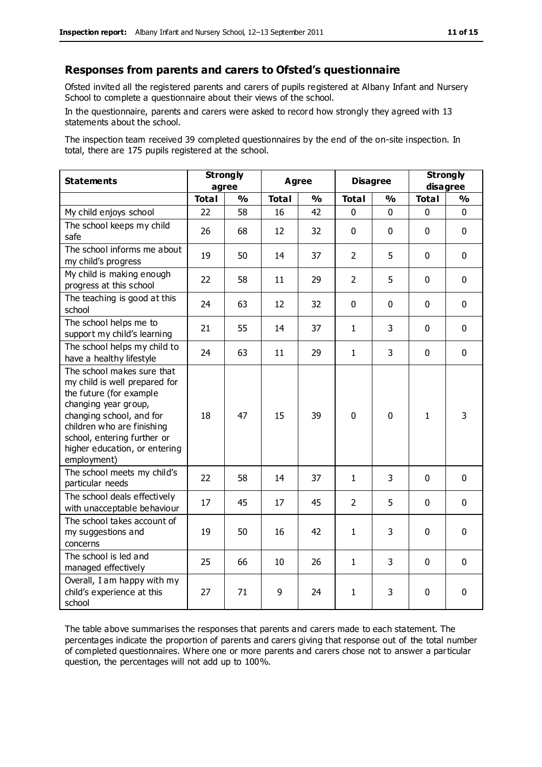## Responses from parents and carers to Ofsted's questionnaire

Ofsted invited all the registered parents and carers of pupils registered at Albany Infant and Nursery School to complete a questionnaire about their views of the school.

In the questionnaire, parents and carers were asked to record how strongly they agreed with 13 statements about the school.

The inspection team received 39 completed questionnaires by the end of the on-site inspection. In total, there are 175 pupils registered at the school.

| Statements | Strongly agree | | Agree | | Disagree | | Strongly disagree | |
|---|---|---|---|---|---|---|---|---|
| | **Total** | **%** | **Total** | **%** | **Total** | **%** | **Total** | **%** |
| My child enjoys school | 22 | 58 | 16 | 42 | 0 | 0 | 0 | 0 |
| The school keeps my child safe | 26 | 68 | 12 | 32 | 0 | 0 | 0 | 0 |
| The school informs me about my child's progress | 19 | 50 | 14 | 37 | 2 | 5 | 0 | 0 |
| My child is making enough progress at this school | 22 | 58 | 11 | 29 | 2 | 5 | 0 | 0 |
| The teaching is good at this school | 24 | 63 | 12 | 32 | 0 | 0 | 0 | 0 |
| The school helps me to support my child's learning | 21 | 55 | 14 | 37 | 1 | 3 | 0 | 0 |
| The school helps my child to have a healthy lifestyle | 24 | 63 | 11 | 29 | 1 | 3 | 0 | 0 |
| The school makes sure that my child is well prepared for the future (for example changing year group, changing school, and for children who are finishing school, entering further or higher education, or entering employment) | 18 | 47 | 15 | 39 | 0 | 0 | 1 | 3 |
| The school meets my child's particular needs | 22 | 58 | 14 | 37 | 1 | 3 | 0 | 0 |
| The school deals effectively with unacceptable behaviour | 17 | 45 | 17 | 45 | 2 | 5 | 0 | 0 |
| The school takes account of my suggestions and concerns | 19 | 50 | 16 | 42 | 1 | 3 | 0 | 0 |
| The school is led and managed effectively | 25 | 66 | 10 | 26 | 1 | 3 | 0 | 0 |
| Overall, I am happy with my child's experience at this school | 27 | 71 | 9 | 24 | 1 | 3 | 0 | 0 |

The table above summarises the responses that parents and carers made to each statement. The percentages indicate the proportion of parents and carers giving that response out of the total number of completed questionnaires. Where one or more parents and carers chose not to answer a particular question, the percentages will not add up to 100%.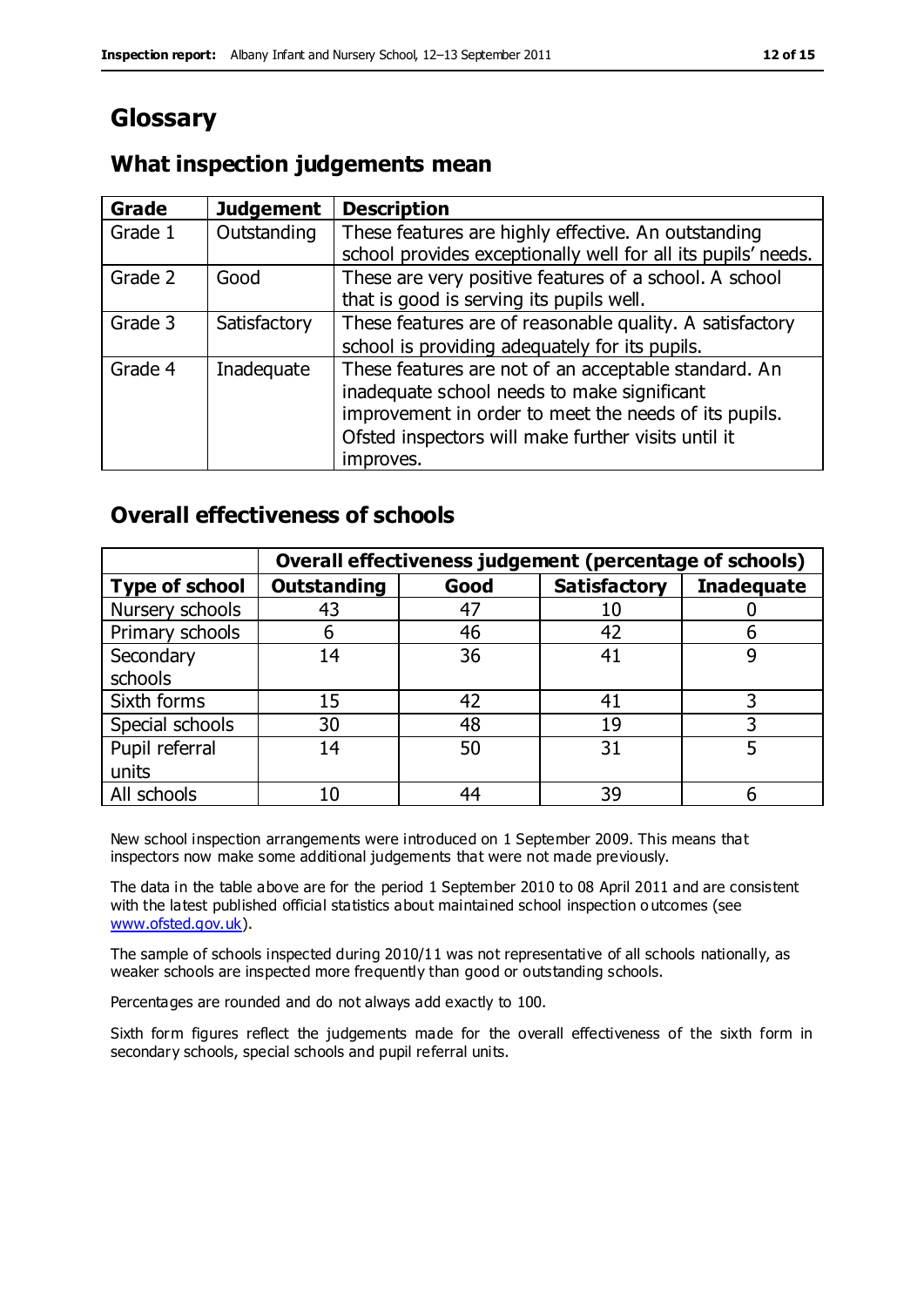# Glossary

## What inspection judgements mean

| Grade | Judgement | Description |
|---|---|---|
| Grade 1 | Outstanding | These features are highly effective. An outstanding school provides exceptionally well for all its pupils' needs. |
| Grade 2 | Good | These are very positive features of a school. A school that is good is serving its pupils well. |
| Grade 3 | Satisfactory | These features are of reasonable quality. A satisfactory school is providing adequately for its pupils. |
| Grade 4 | Inadequate | These features are not of an acceptable standard. An inadequate school needs to make significant improvement in order to meet the needs of its pupils. Ofsted inspectors will make further visits until it improves. |

## Overall effectiveness of schools

| | Overall effectiveness judgement (percentage of schools) | | | |
|---|---|---|---|---|
| **Type of school** | **Outstanding** | **Good** | **Satisfactory** | **Inadequate** |
| Nursery schools | 43 | 47 | 10 | 0 |
| Primary schools | 6 | 46 | 42 | 6 |
| Secondary schools | 14 | 36 | 41 | 9 |
| Sixth forms | 15 | 42 | 41 | 3 |
| Special schools | 30 | 48 | 19 | 3 |
| Pupil referral units | 14 | 50 | 31 | 5 |
| All schools | 10 | 44 | 39 | 6 |

New school inspection arrangements were introduced on 1 September 2009. This means that inspectors now make some additional judgements that were not made previously.

The data in the table above are for the period 1 September 2010 to 08 April 2011 and are consistent with the latest published official statistics about maintained school inspection outcomes (see www.ofsted.gov.uk).

The sample of schools inspected during 2010/11 was not representative of all schools nationally, as weaker schools are inspected more frequently than good or outstanding schools.

Percentages are rounded and do not always add exactly to 100.

Sixth form figures reflect the judgements made for the overall effectiveness of the sixth form in secondary schools, special schools and pupil referral units.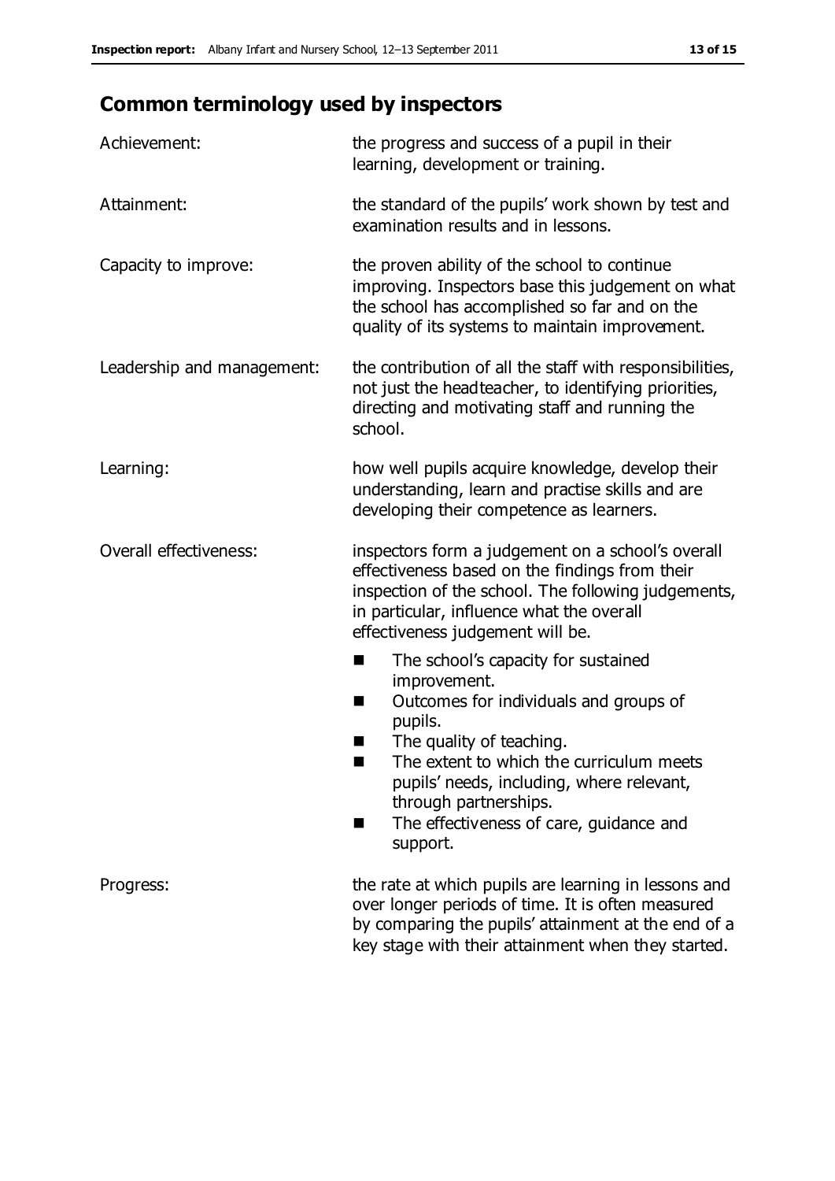## Common terminology used by inspectors

| | |
|---|---|
| Achievement: | the progress and success of a pupil in their learning, development or training. |
| Attainment: | the standard of the pupils' work shown by test and examination results and in lessons. |
| Capacity to improve: | the proven ability of the school to continue improving. Inspectors base this judgement on what the school has accomplished so far and on the quality of its systems to maintain improvement. |
| Leadership and management: | the contribution of all the staff with responsibilities, not just the headteacher, to identifying priorities, directing and motivating staff and running the school. |
| Learning: | how well pupils acquire knowledge, develop their understanding, learn and practise skills and are developing their competence as learners. |
| Overall effectiveness: | inspectors form a judgement on a school's overall effectiveness based on the findings from their inspection of the school. The following judgements, in particular, influence what the overall effectiveness judgement will be.<br>■ The school's capacity for sustained improvement.<br>■ Outcomes for individuals and groups of pupils.<br>■ The quality of teaching.<br>■ The extent to which the curriculum meets pupils' needs, including, where relevant, through partnerships.<br>■ The effectiveness of care, guidance and support. |
| Progress: | the rate at which pupils are learning in lessons and over longer periods of time. It is often measured by comparing the pupils' attainment at the end of a key stage with their attainment when they started. |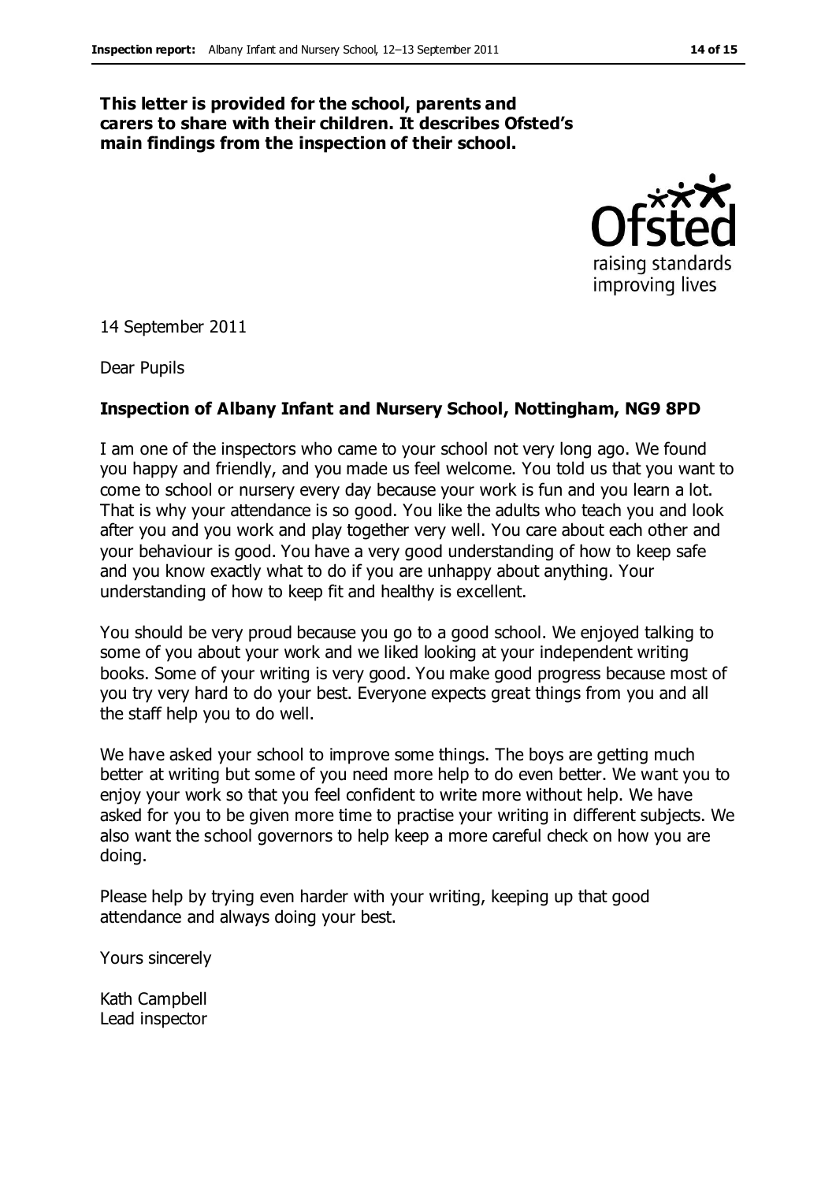**This letter is provided for the school, parents and carers to share with their children. It describes Ofsted's main findings from the inspection of their school.**

14 September 2011

Dear Pupils

**Inspection of Albany Infant and Nursery School, Nottingham, NG9 8PD**

I am one of the inspectors who came to your school not very long ago. We found you happy and friendly, and you made us feel welcome. You told us that you want to come to school or nursery every day because your work is fun and you learn a lot. That is why your attendance is so good. You like the adults who teach you and look after you and you work and play together very well. You care about each other and your behaviour is good. You have a very good understanding of how to keep safe and you know exactly what to do if you are unhappy about anything. Your understanding of how to keep fit and healthy is excellent.

You should be very proud because you go to a good school. We enjoyed talking to some of you about your work and we liked looking at your independent writing books. Some of your writing is very good. You make good progress because most of you try very hard to do your best. Everyone expects great things from you and all the staff help you to do well.

We have asked your school to improve some things. The boys are getting much better at writing but some of you need more help to do even better. We want you to enjoy your work so that you feel confident to write more without help. We have asked for you to be given more time to practise your writing in different subjects. We also want the school governors to help keep a more careful check on how you are doing.

Please help by trying even harder with your writing, keeping up that good attendance and always doing your best.

Yours sincerely

Kath Campbell
Lead inspector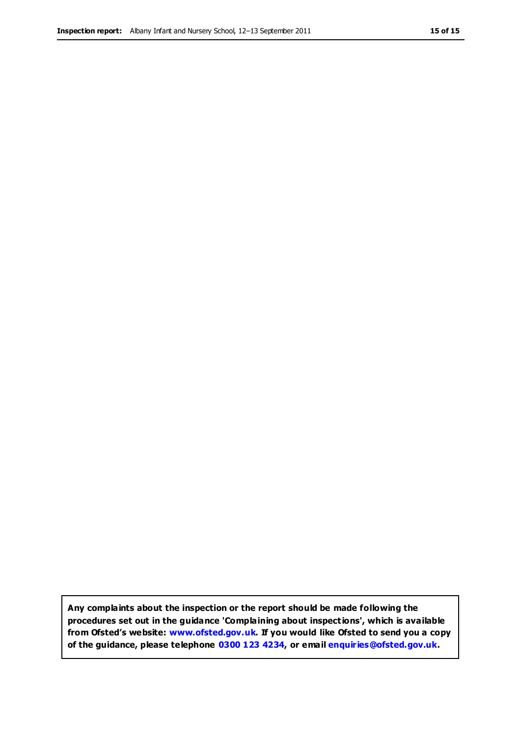**Any complaints about the inspection or the report should be made following the procedures set out in the guidance 'Complaining about inspections', which is available from Ofsted's website: www.ofsted.gov.uk. If you would like Ofsted to send you a copy of the guidance, please telephone 0300 123 4234, or email enquiries@ofsted.gov.uk.**